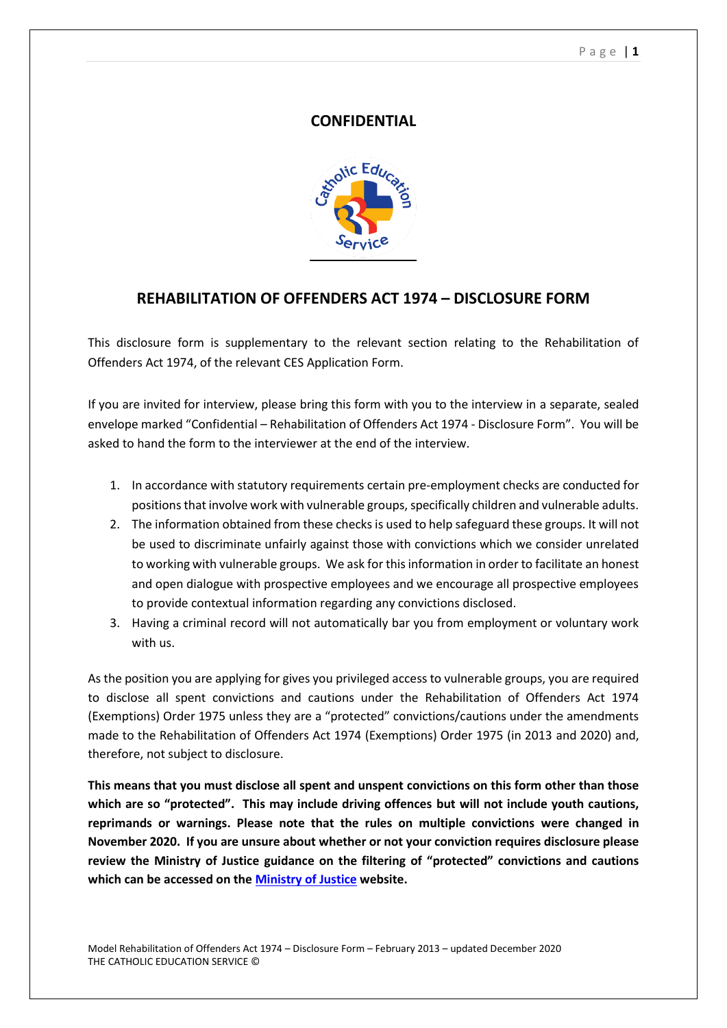**CONFIDENTIAL**

## REHABILITATION OF OFFENDERS ACT 1974 – DISCLOSURE FORM

This disclosure form is supplementary to the relevant section relating to the Rehabilitation of Offenders Act 1974, of the relevant CES Application Form.

If you are invited for interview, please bring this form with you to the interview in a separate, sealed envelope marked "Confidential – Rehabilitation of Offenders Act 1974 - Disclosure Form". You will be asked to hand the form to the interviewer at the end of the interview.

1. In accordance with statutory requirements certain pre-employment checks are conducted for positions that involve work with vulnerable groups, specifically children and vulnerable adults.
2. The information obtained from these checks is used to help safeguard these groups. It will not be used to discriminate unfairly against those with convictions which we consider unrelated to working with vulnerable groups. We ask for this information in order to facilitate an honest and open dialogue with prospective employees and we encourage all prospective employees to provide contextual information regarding any convictions disclosed.
3. Having a criminal record will not automatically bar you from employment or voluntary work with us.

As the position you are applying for gives you privileged access to vulnerable groups, you are required to disclose all spent convictions and cautions under the Rehabilitation of Offenders Act 1974 (Exemptions) Order 1975 unless they are a "protected" convictions/cautions under the amendments made to the Rehabilitation of Offenders Act 1974 (Exemptions) Order 1975 (in 2013 and 2020) and, therefore, not subject to disclosure.

**This means that you must disclose all spent and unspent convictions on this form other than those which are so "protected". This may include driving offences but will not include youth cautions, reprimands or warnings. Please note that the rules on multiple convictions were changed in November 2020. If you are unsure about whether or not your conviction requires disclosure please review the Ministry of Justice guidance on the filtering of "protected" convictions and cautions which can be accessed on the Ministry of Justice website.**

Model Rehabilitation of Offenders Act 1974 – Disclosure Form – February 2013 – updated December 2020
THE CATHOLIC EDUCATION SERVICE ©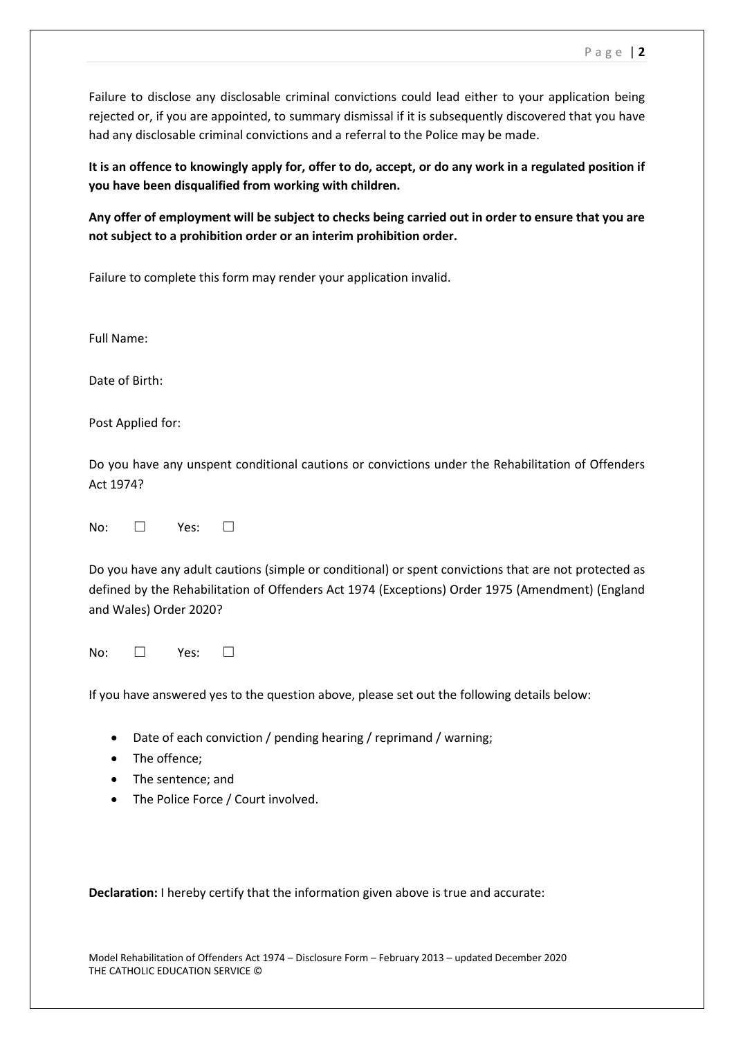Failure to disclose any disclosable criminal convictions could lead either to your application being rejected or, if you are appointed, to summary dismissal if it is subsequently discovered that you have had any disclosable criminal convictions and a referral to the Police may be made.

**It is an offence to knowingly apply for, offer to do, accept, or do any work in a regulated position if you have been disqualified from working with children.**

**Any offer of employment will be subject to checks being carried out in order to ensure that you are not subject to a prohibition order or an interim prohibition order.**

Failure to complete this form may render your application invalid.

Full Name:

Date of Birth:

Post Applied for:

Do you have any unspent conditional cautions or convictions under the Rehabilitation of Offenders Act 1974?

No: ☐ Yes: ☐

Do you have any adult cautions (simple or conditional) or spent convictions that are not protected as defined by the Rehabilitation of Offenders Act 1974 (Exceptions) Order 1975 (Amendment) (England and Wales) Order 2020?

No: ☐ Yes: ☐

If you have answered yes to the question above, please set out the following details below:

- Date of each conviction / pending hearing / reprimand / warning;
- The offence;
- The sentence; and
- The Police Force / Court involved.

**Declaration:** I hereby certify that the information given above is true and accurate: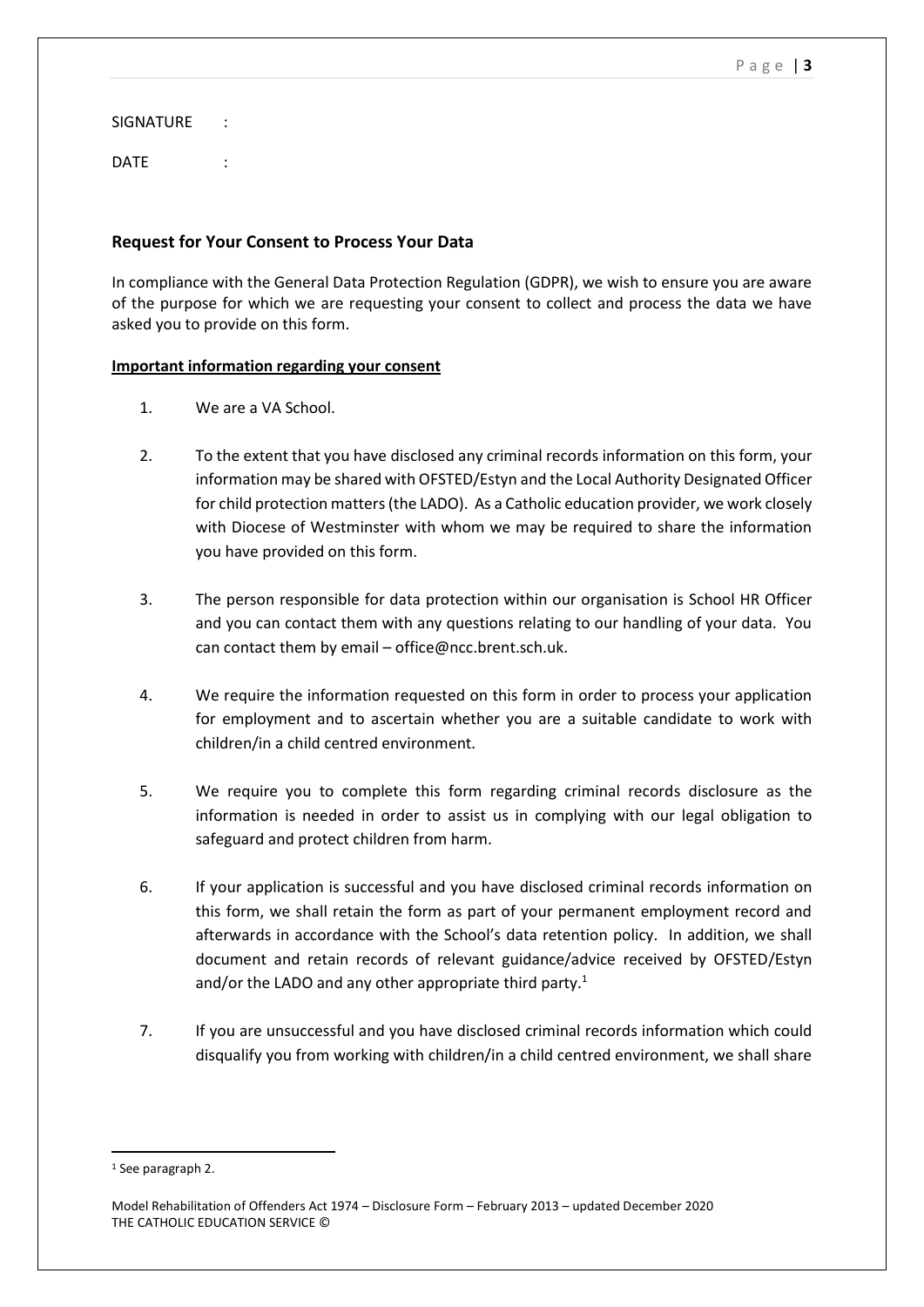SIGNATURE :

DATE :

**Request for Your Consent to Process Your Data**

In compliance with the General Data Protection Regulation (GDPR), we wish to ensure you are aware of the purpose for which we are requesting your consent to collect and process the data we have asked you to provide on this form.

**Important information regarding your consent**

1. We are a VA School.

2. To the extent that you have disclosed any criminal records information on this form, your information may be shared with OFSTED/Estyn and the Local Authority Designated Officer for child protection matters (the LADO). As a Catholic education provider, we work closely with Diocese of Westminster with whom we may be required to share the information you have provided on this form.

3. The person responsible for data protection within our organisation is School HR Officer and you can contact them with any questions relating to our handling of your data. You can contact them by email – office@ncc.brent.sch.uk.

4. We require the information requested on this form in order to process your application for employment and to ascertain whether you are a suitable candidate to work with children/in a child centred environment.

5. We require you to complete this form regarding criminal records disclosure as the information is needed in order to assist us in complying with our legal obligation to safeguard and protect children from harm.

6. If your application is successful and you have disclosed criminal records information on this form, we shall retain the form as part of your permanent employment record and afterwards in accordance with the School's data retention policy. In addition, we shall document and retain records of relevant guidance/advice received by OFSTED/Estyn and/or the LADO and any other appropriate third party.[1]

7. If you are unsuccessful and you have disclosed criminal records information which could disqualify you from working with children/in a child centred environment, we shall share

[1] See paragraph 2.

Model Rehabilitation of Offenders Act 1974 – Disclosure Form – February 2013 – updated December 2020
THE CATHOLIC EDUCATION SERVICE ©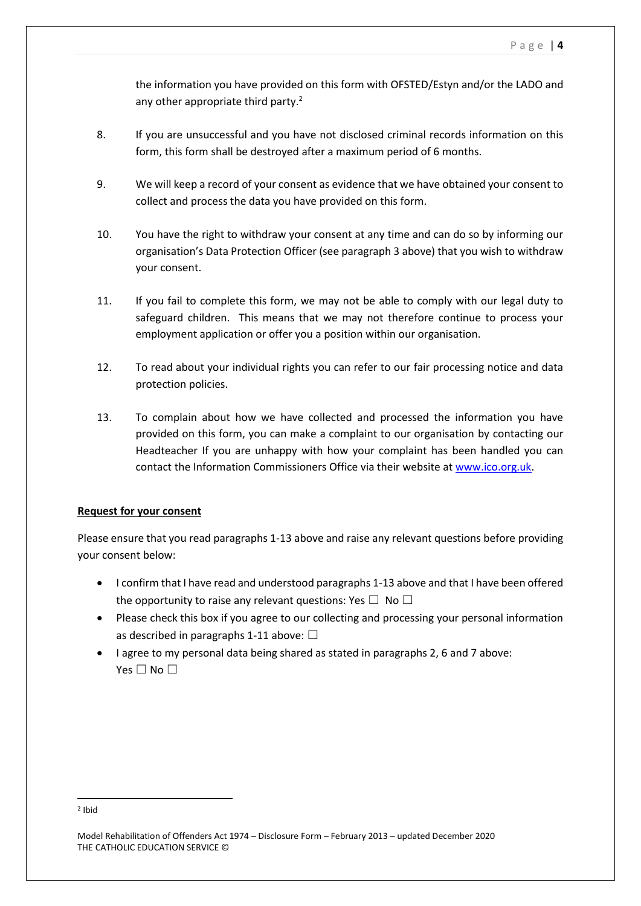the information you have provided on this form with OFSTED/Estyn and/or the LADO and any other appropriate third party.[2]

8. If you are unsuccessful and you have not disclosed criminal records information on this form, this form shall be destroyed after a maximum period of 6 months.

9. We will keep a record of your consent as evidence that we have obtained your consent to collect and process the data you have provided on this form.

10. You have the right to withdraw your consent at any time and can do so by informing our organisation's Data Protection Officer (see paragraph 3 above) that you wish to withdraw your consent.

11. If you fail to complete this form, we may not be able to comply with our legal duty to safeguard children. This means that we may not therefore continue to process your employment application or offer you a position within our organisation.

12. To read about your individual rights you can refer to our fair processing notice and data protection policies.

13. To complain about how we have collected and processed the information you have provided on this form, you can make a complaint to our organisation by contacting our Headteacher If you are unhappy with how your complaint has been handled you can contact the Information Commissioners Office via their website at [www.ico.org.uk](http://www.ico.org.uk).

**Request for your consent**

Please ensure that you read paragraphs 1-13 above and raise any relevant questions before providing your consent below:

- I confirm that I have read and understood paragraphs 1-13 above and that I have been offered the opportunity to raise any relevant questions: Yes ☐ No ☐
- Please check this box if you agree to our collecting and processing your personal information as described in paragraphs 1-11 above: ☐
- I agree to my personal data being shared as stated in paragraphs 2, 6 and 7 above: Yes ☐ No ☐

[2] Ibid

Model Rehabilitation of Offenders Act 1974 – Disclosure Form – February 2013 – updated December 2020
THE CATHOLIC EDUCATION SERVICE ©